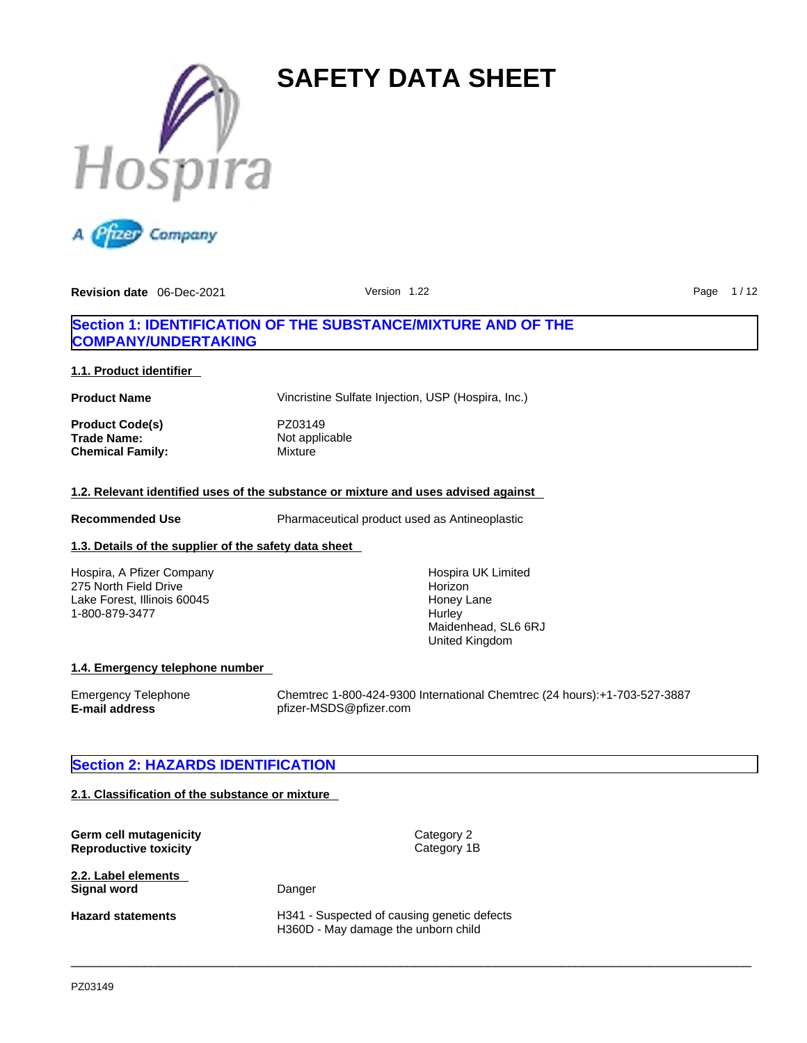# SAFETY DATA SHEET

**Revision date** 06-Dec-2021 Version 1.22

## Section 1: IDENTIFICATION OF THE SUBSTANCE/MIXTURE AND OF THE COMPANY/UNDERTAKING

### 1.1. Product identifier

**Product Name** Vincristine Sulfate Injection, USP (Hospira, Inc.)

**Product Code(s)** PZ03149
**Trade Name:** Not applicable
**Chemical Family:** Mixture

### 1.2. Relevant identified uses of the substance or mixture and uses advised against

**Recommended Use** Pharmaceutical product used as Antineoplastic

### 1.3. Details of the supplier of the safety data sheet

Hospira, A Pfizer Company
275 North Field Drive
Lake Forest, Illinois 60045
1-800-879-3477

Hospira UK Limited
Horizon
Honey Lane
Hurley
Maidenhead, SL6 6RJ
United Kingdom

### 1.4. Emergency telephone number

Emergency Telephone Chemtrec 1-800-424-9300 International Chemtrec (24 hours):+1-703-527-3887
**E-mail address** pfizer-MSDS@pfizer.com

## Section 2: HAZARDS IDENTIFICATION

### 2.1. Classification of the substance or mixture

**Germ cell mutagenicity** Category 2
**Reproductive toxicity** Category 1B

### 2.2. Label elements

**Signal word** Danger

**Hazard statements** H341 - Suspected of causing genetic defects
H360D - May damage the unborn child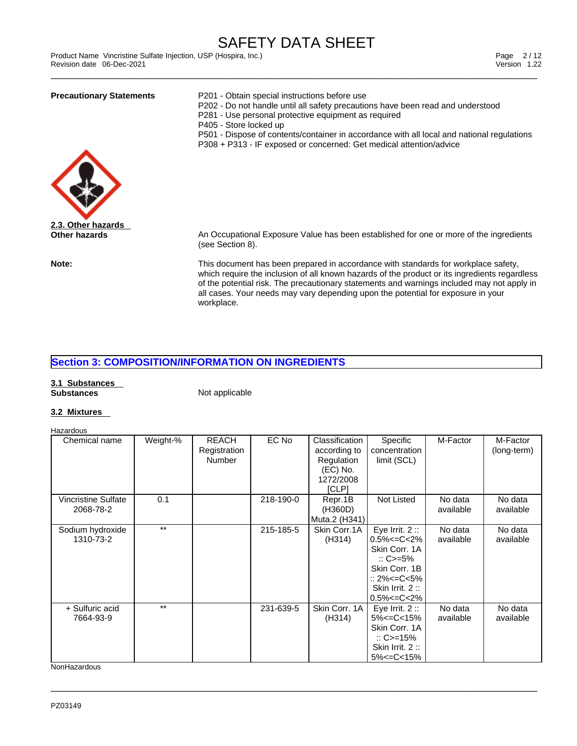**Precautionary Statements**

P201 - Obtain special instructions before use
P202 - Do not handle until all safety precautions have been read and understood
P281 - Use personal protective equipment as required
P405 - Store locked up
P501 - Dispose of contents/container in accordance with all local and national regulations
P308 + P313 - IF exposed or concerned: Get medical attention/advice

**2.3. Other hazards**

**Other hazards**

An Occupational Exposure Value has been established for one or more of the ingredients (see Section 8).

**Note:**

This document has been prepared in accordance with standards for workplace safety, which require the inclusion of all known hazards of the product or its ingredients regardless of the potential risk. The precautionary statements and warnings included may not apply in all cases. Your needs may vary depending upon the potential for exposure in your workplace.

## Section 3: COMPOSITION/INFORMATION ON INGREDIENTS

**3.1 Substances**

**Substances** Not applicable

**3.2 Mixtures**

Hazardous

| Chemical name | Weight-% | REACH Registration Number | EC No | Classification according to Regulation (EC) No. 1272/2008 [CLP] | Specific concentration limit (SCL) | M-Factor | M-Factor (long-term) |
|---|---|---|---|---|---|---|---|
| Vincristine Sulfate 2068-78-2 | 0.1 | | 218-190-0 | Repr.1B (H360D) Muta.2 (H341) | Not Listed | No data available | No data available |
| Sodium hydroxide 1310-73-2 | ** | | 215-185-5 | Skin Corr.1A (H314) | Eye Irrit. 2 :: 0.5%<=C<2% Skin Corr. 1A :: C>=5% Skin Corr. 1B :: 2%<=C<5% Skin Irrit. 2 :: 0.5%<=C<2% | No data available | No data available |
| + Sulfuric acid 7664-93-9 | ** | | 231-639-5 | Skin Corr. 1A (H314) | Eye Irrit. 2 :: 5%<=C<15% Skin Corr. 1A :: C>=15% Skin Irrit. 2 :: 5%<=C<15% | No data available | No data available |

NonHazardous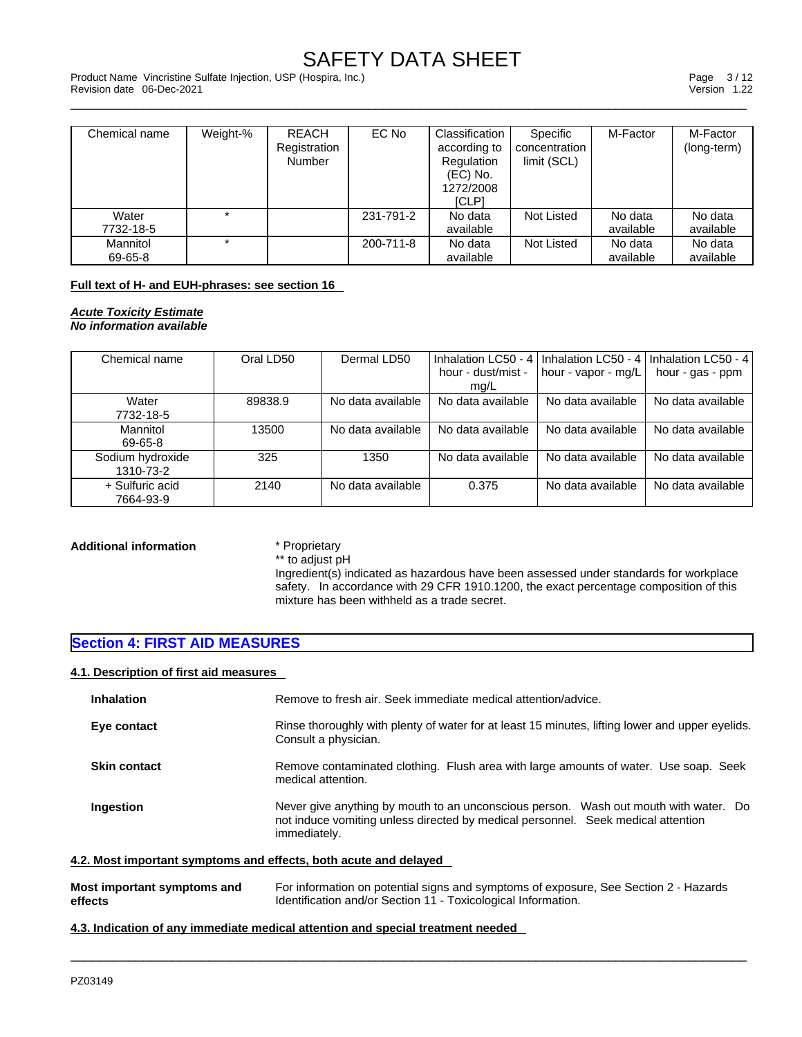| Chemical name | Weight-% | REACH Registration Number | EC No | Classification according to Regulation (EC) No. 1272/2008 [CLP] | Specific concentration limit (SCL) | M-Factor | M-Factor (long-term) |
|---|---|---|---|---|---|---|---|
| Water 7732-18-5 | * | | 231-791-2 | No data available | Not Listed | No data available | No data available |
| Mannitol 69-65-8 | * | | 200-711-8 | No data available | Not Listed | No data available | No data available |

**Full text of H- and EUH-phrases: see section 16**

***Acute Toxicity Estimate***
***No information available***

| Chemical name | Oral LD50 | Dermal LD50 | Inhalation LC50 - 4 hour - dust/mist - mg/L | Inhalation LC50 - 4 hour - vapor - mg/L | Inhalation LC50 - 4 hour - gas - ppm |
|---|---|---|---|---|---|
| Water 7732-18-5 | 89838.9 | No data available | No data available | No data available | No data available |
| Mannitol 69-65-8 | 13500 | No data available | No data available | No data available | No data available |
| Sodium hydroxide 1310-73-2 | 325 | 1350 | No data available | No data available | No data available |
| + Sulfuric acid 7664-93-9 | 2140 | No data available | 0.375 | No data available | No data available |

**Additional information**

* Proprietary
** to adjust pH
Ingredient(s) indicated as hazardous have been assessed under standards for workplace safety. In accordance with 29 CFR 1910.1200, the exact percentage composition of this mixture has been withheld as a trade secret.

## Section 4: FIRST AID MEASURES

### 4.1. Description of first aid measures

**Inhalation** Remove to fresh air. Seek immediate medical attention/advice.

**Eye contact** Rinse thoroughly with plenty of water for at least 15 minutes, lifting lower and upper eyelids. Consult a physician.

**Skin contact** Remove contaminated clothing. Flush area with large amounts of water. Use soap. Seek medical attention.

**Ingestion** Never give anything by mouth to an unconscious person. Wash out mouth with water. Do not induce vomiting unless directed by medical personnel. Seek medical attention immediately.

### 4.2. Most important symptoms and effects, both acute and delayed

**Most important symptoms and effects** For information on potential signs and symptoms of exposure, See Section 2 - Hazards Identification and/or Section 11 - Toxicological Information.

### 4.3. Indication of any immediate medical attention and special treatment needed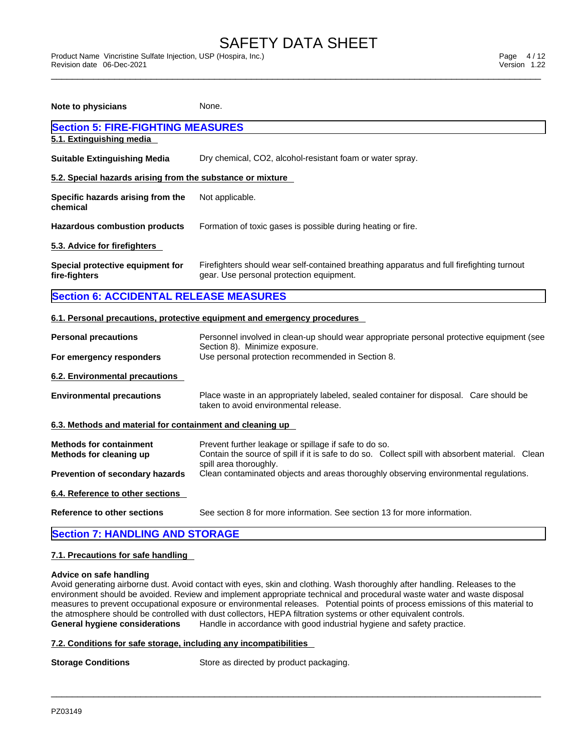**Note to physicians** None.

## Section 5: FIRE-FIGHTING MEASURES

### 5.1. Extinguishing media

**Suitable Extinguishing Media** Dry chemical, $CO_2$, alcohol-resistant foam or water spray.

### 5.2. Special hazards arising from the substance or mixture

**Specific hazards arising from the chemical** Not applicable.

**Hazardous combustion products** Formation of toxic gases is possible during heating or fire.

### 5.3. Advice for firefighters

**Special protective equipment for fire-fighters** Firefighters should wear self-contained breathing apparatus and full firefighting turnout gear. Use personal protection equipment.

## Section 6: ACCIDENTAL RELEASE MEASURES

### 6.1. Personal precautions, protective equipment and emergency procedures

**Personal precautions** Personnel involved in clean-up should wear appropriate personal protective equipment (see Section 8). Minimize exposure.

**For emergency responders** Use personal protection recommended in Section 8.

### 6.2. Environmental precautions

**Environmental precautions** Place waste in an appropriately labeled, sealed container for disposal. Care should be taken to avoid environmental release.

### 6.3. Methods and material for containment and cleaning up

**Methods for containment** Prevent further leakage or spillage if safe to do so.

**Methods for cleaning up** Contain the source of spill if it is safe to do so. Collect spill with absorbent material. Clean spill area thoroughly.

**Prevention of secondary hazards** Clean contaminated objects and areas thoroughly observing environmental regulations.

### 6.4. Reference to other sections

**Reference to other sections** See section 8 for more information. See section 13 for more information.

## Section 7: HANDLING AND STORAGE

### 7.1. Precautions for safe handling

**Advice on safe handling**

Avoid generating airborne dust. Avoid contact with eyes, skin and clothing. Wash thoroughly after handling. Releases to the environment should be avoided. Review and implement appropriate technical and procedural waste water and waste disposal measures to prevent occupational exposure or environmental releases. Potential points of process emissions of this material to the atmosphere should be controlled with dust collectors, HEPA filtration systems or other equivalent controls.

**General hygiene considerations** Handle in accordance with good industrial hygiene and safety practice.

### 7.2. Conditions for safe storage, including any incompatibilities

**Storage Conditions** Store as directed by product packaging.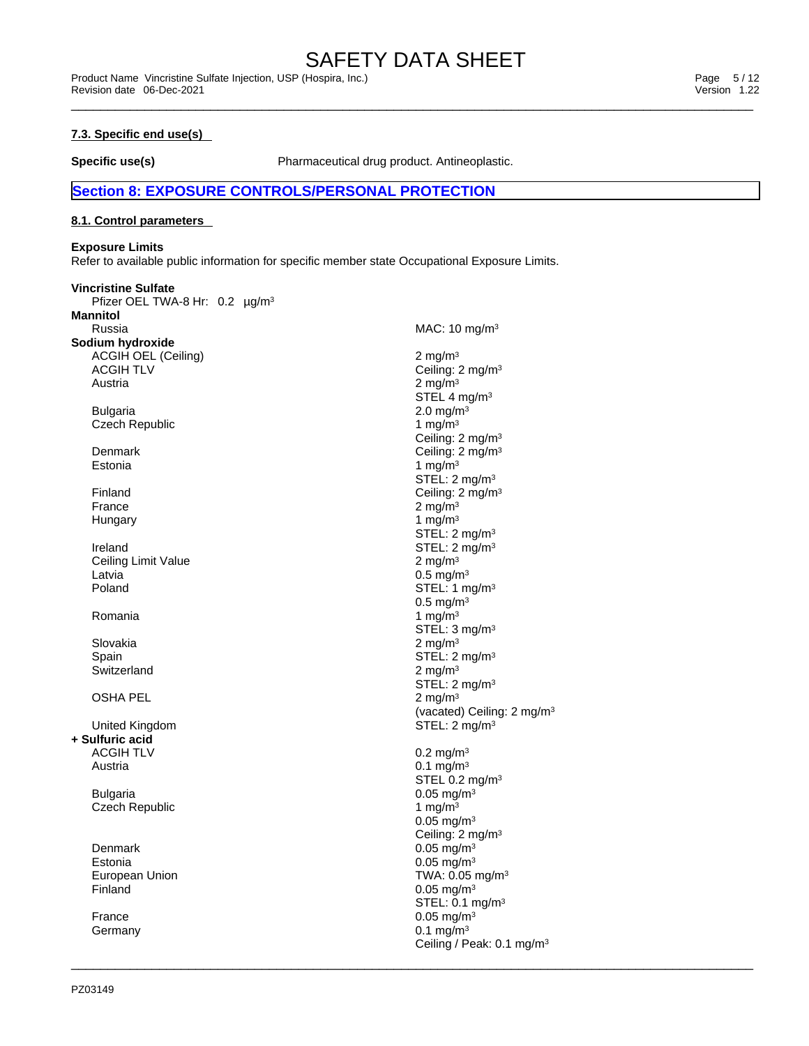### 7.3. Specific end use(s)

**Specific use(s)** Pharmaceutical drug product. Antineoplastic.

## Section 8: EXPOSURE CONTROLS/PERSONAL PROTECTION

### 8.1. Control parameters

**Exposure Limits**

Refer to available public information for specific member state Occupational Exposure Limits.

**Vincristine Sulfate**

Pfizer OEL TWA-8 Hr: 0.2 µg/m³

**Mannitol**

| | |
|---|---|
| Russia | MAC: 10 mg/m³ |

**Sodium hydroxide**

| | |
|---|---|
| ACGIH OEL (Ceiling) | 2 mg/m³ |
| ACGIH TLV | Ceiling: 2 mg/m³ |
| Austria | 2 mg/m³<br>STEL 4 mg/m³ |
| Bulgaria | 2.0 mg/m³ |
| Czech Republic | 1 mg/m³<br>Ceiling: 2 mg/m³ |
| Denmark | Ceiling: 2 mg/m³ |
| Estonia | 1 mg/m³<br>STEL: 2 mg/m³ |
| Finland | Ceiling: 2 mg/m³ |
| France | 2 mg/m³ |
| Hungary | 1 mg/m³<br>STEL: 2 mg/m³ |
| Ireland | STEL: 2 mg/m³ |
| Ceiling Limit Value | 2 mg/m³ |
| Latvia | 0.5 mg/m³ |
| Poland | STEL: 1 mg/m³<br>0.5 mg/m³ |
| Romania | 1 mg/m³<br>STEL: 3 mg/m³ |
| Slovakia | 2 mg/m³ |
| Spain | STEL: 2 mg/m³ |
| Switzerland | 2 mg/m³<br>STEL: 2 mg/m³ |
| OSHA PEL | 2 mg/m³<br>(vacated) Ceiling: 2 mg/m³ |
| United Kingdom | STEL: 2 mg/m³ |

**+ Sulfuric acid**

| | |
|---|---|
| ACGIH TLV | 0.2 mg/m³ |
| Austria | 0.1 mg/m³<br>STEL 0.2 mg/m³ |
| Bulgaria | 0.05 mg/m³ |
| Czech Republic | 1 mg/m³<br>0.05 mg/m³<br>Ceiling: 2 mg/m³ |
| Denmark | 0.05 mg/m³ |
| Estonia | 0.05 mg/m³ |
| European Union | TWA: 0.05 mg/m³ |
| Finland | 0.05 mg/m³<br>STEL: 0.1 mg/m³ |
| France | 0.05 mg/m³ |
| Germany | 0.1 mg/m³<br>Ceiling / Peak: 0.1 mg/m³ |

PZ03149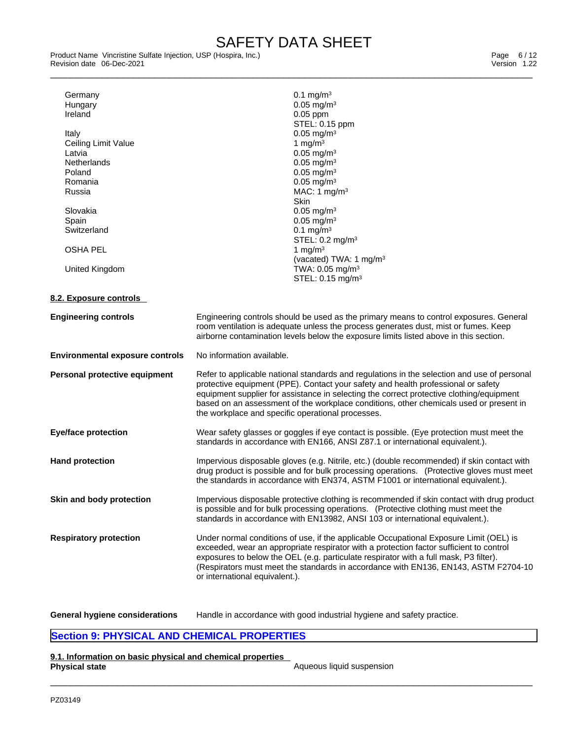| | |
|---|---|
| Germany | 0.1 mg/m³ |
| Hungary | 0.05 mg/m³ |
| Ireland | 0.05 ppm<br>STEL: 0.15 ppm |
| Italy | 0.05 mg/m³ |
| Ceiling Limit Value | 1 mg/m³ |
| Latvia | 0.05 mg/m³ |
| Netherlands | 0.05 mg/m³ |
| Poland | 0.05 mg/m³ |
| Romania | 0.05 mg/m³ |
| Russia | MAC: 1 mg/m³<br>Skin |
| Slovakia | 0.05 mg/m³ |
| Spain | 0.05 mg/m³ |
| Switzerland | 0.1 mg/m³<br>STEL: 0.2 mg/m³ |
| OSHA PEL | 1 mg/m³<br>(vacated) TWA: 1 mg/m³ |
| United Kingdom | TWA: 0.05 mg/m³<br>STEL: 0.15 mg/m³ |

### 8.2. Exposure controls

**Engineering controls** Engineering controls should be used as the primary means to control exposures. General room ventilation is adequate unless the process generates dust, mist or fumes. Keep airborne contamination levels below the exposure limits listed above in this section.

**Environmental exposure controls** No information available.

**Personal protective equipment** Refer to applicable national standards and regulations in the selection and use of personal protective equipment (PPE). Contact your safety and health professional or safety equipment supplier for assistance in selecting the correct protective clothing/equipment based on an assessment of the workplace conditions, other chemicals used or present in the workplace and specific operational processes.

**Eye/face protection** Wear safety glasses or goggles if eye contact is possible. (Eye protection must meet the standards in accordance with EN166, ANSI Z87.1 or international equivalent.).

**Hand protection** Impervious disposable gloves (e.g. Nitrile, etc.) (double recommended) if skin contact with drug product is possible and for bulk processing operations. (Protective gloves must meet the standards in accordance with EN374, ASTM F1001 or international equivalent.).

**Skin and body protection** Impervious disposable protective clothing is recommended if skin contact with drug product is possible and for bulk processing operations. (Protective clothing must meet the standards in accordance with EN13982, ANSI 103 or international equivalent.).

**Respiratory protection** Under normal conditions of use, if the applicable Occupational Exposure Limit (OEL) is exceeded, wear an appropriate respirator with a protection factor sufficient to control exposures to below the OEL (e.g. particulate respirator with a full mask, P3 filter). (Respirators must meet the standards in accordance with EN136, EN143, ASTM F2704-10 or international equivalent.).

**General hygiene considerations** Handle in accordance with good industrial hygiene and safety practice.

## Section 9: PHYSICAL AND CHEMICAL PROPERTIES

### 9.1. Information on basic physical and chemical properties

**Physical state** Aqueous liquid suspension

PZ03149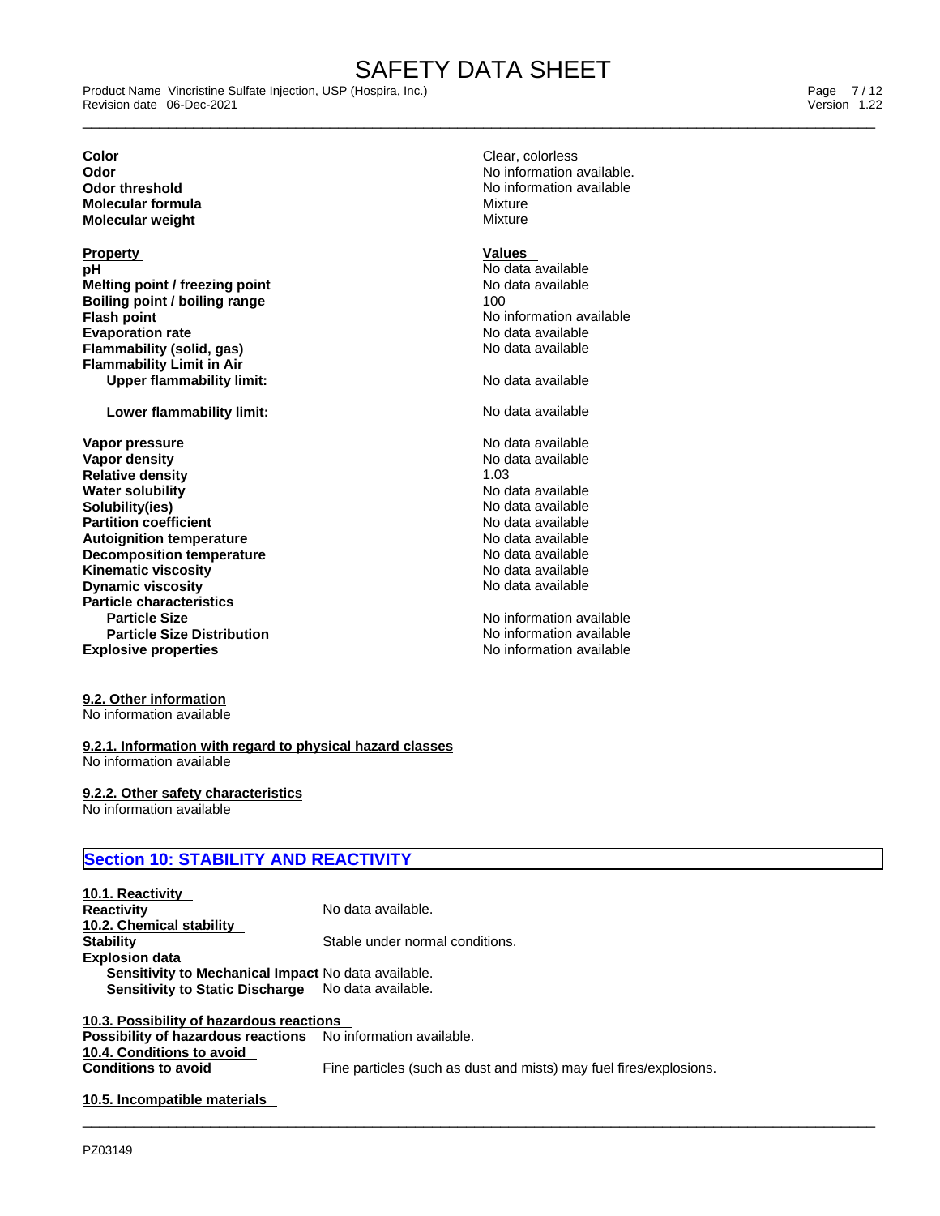| | |
|---|---|
| **Color** | Clear, colorless |
| **Odor** | No information available. |
| **Odor threshold** | No information available |
| **Molecular formula** | Mixture |
| **Molecular weight** | Mixture |

| **Property** | **Values** |
|---|---|
| **pH** | No data available |
| **Melting point / freezing point** | No data available |
| **Boiling point / boiling range** | 100 |
| **Flash point** | No information available |
| **Evaporation rate** | No data available |
| **Flammability (solid, gas)** | No data available |
| **Flammability Limit in Air** | |
| **Upper flammability limit:** | No data available |
| **Lower flammability limit:** | No data available |
| **Vapor pressure** | No data available |
| **Vapor density** | No data available |
| **Relative density** | 1.03 |
| **Water solubility** | No data available |
| **Solubility(ies)** | No data available |
| **Partition coefficient** | No data available |
| **Autoignition temperature** | No data available |
| **Decomposition temperature** | No data available |
| **Kinematic viscosity** | No data available |
| **Dynamic viscosity** | No data available |
| **Particle characteristics** | |
| **Particle Size** | No information available |
| **Particle Size Distribution** | No information available |
| **Explosive properties** | No information available |

### 9.2. Other information

No information available

#### 9.2.1. Information with regard to physical hazard classes

No information available

#### 9.2.2. Other safety characteristics

No information available

## Section 10: STABILITY AND REACTIVITY

### 10.1. Reactivity

**Reactivity** No data available.

### 10.2. Chemical stability

**Stability** Stable under normal conditions.

**Explosion data**

**Sensitivity to Mechanical Impact** No data available.

**Sensitivity to Static Discharge** No data available.

### 10.3. Possibility of hazardous reactions

**Possibility of hazardous reactions** No information available.

### 10.4. Conditions to avoid

**Conditions to avoid** Fine particles (such as dust and mists) may fuel fires/explosions.

### 10.5. Incompatible materials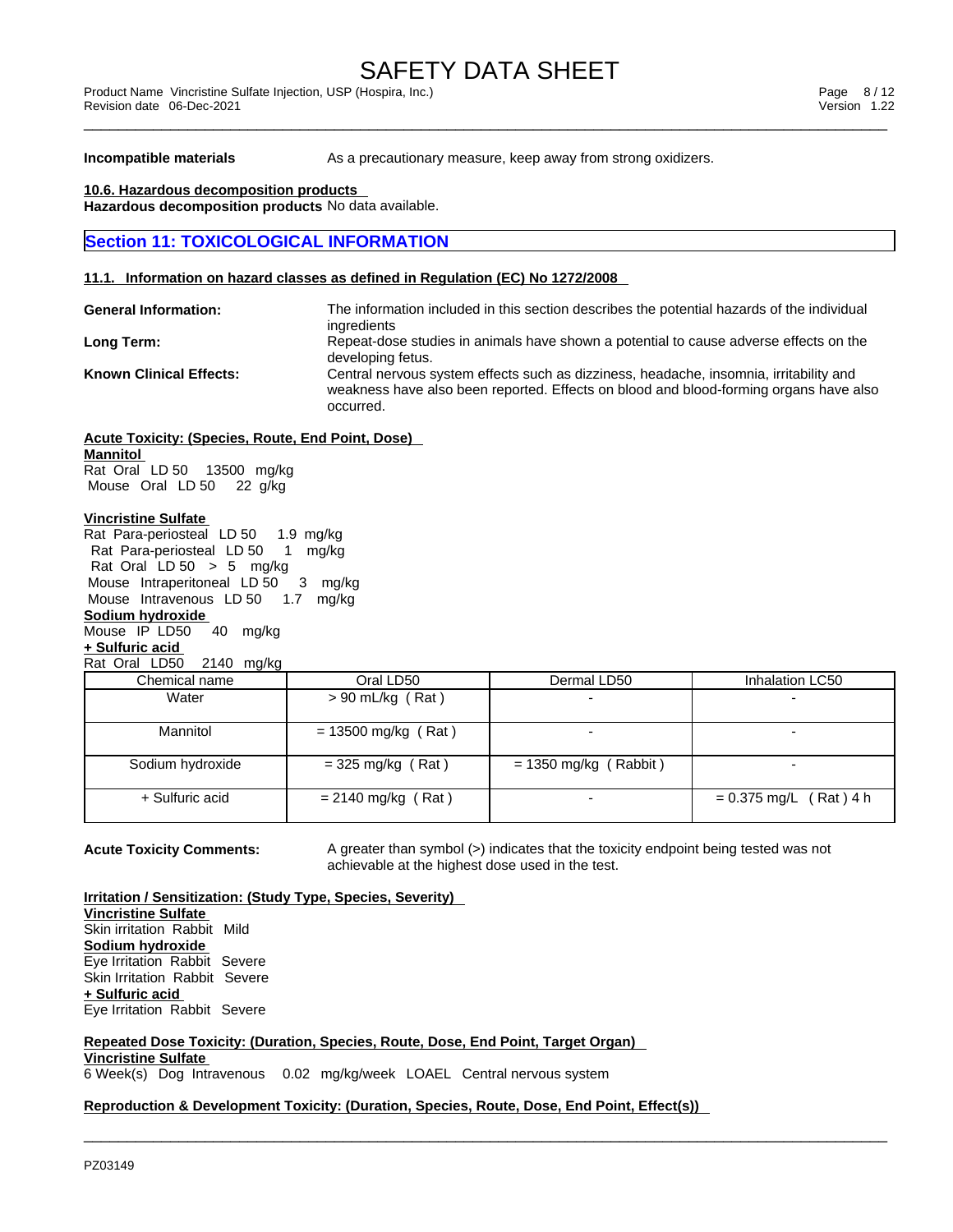**Incompatible materials** As a precautionary measure, keep away from strong oxidizers.

**10.6. Hazardous decomposition products**

**Hazardous decomposition products** No data available.

## Section 11: TOXICOLOGICAL INFORMATION

**11.1. Information on hazard classes as defined in Regulation (EC) No 1272/2008**

**General Information:** The information included in this section describes the potential hazards of the individual ingredients

**Long Term:** Repeat-dose studies in animals have shown a potential to cause adverse effects on the developing fetus.

**Known Clinical Effects:** Central nervous system effects such as dizziness, headache, insomnia, irritability and weakness have also been reported. Effects on blood and blood-forming organs have also occurred.

**Acute Toxicity: (Species, Route, End Point, Dose)**

**Mannitol**

Rat Oral LD 50 13500 mg/kg
Mouse Oral LD 50 22 g/kg

**Vincristine Sulfate**

Rat Para-periosteal LD 50 1.9 mg/kg
Rat Para-periosteal LD 50 1 mg/kg
Rat Oral LD 50 > 5 mg/kg
Mouse Intraperitoneal LD 50 3 mg/kg
Mouse Intravenous LD 50 1.7 mg/kg

**Sodium hydroxide**

Mouse IP LD50 40 mg/kg

**+ Sulfuric acid**

Rat Oral LD50 2140 mg/kg

| Chemical name | Oral LD50 | Dermal LD50 | Inhalation LC50 |
|---|---|---|---|
| Water | > 90 mL/kg ( Rat ) | - | - |
| Mannitol | = 13500 mg/kg ( Rat ) | - | - |
| Sodium hydroxide | = 325 mg/kg ( Rat ) | = 1350 mg/kg ( Rabbit ) | - |
| + Sulfuric acid | = 2140 mg/kg ( Rat ) | - | = 0.375 mg/L ( Rat ) 4 h |

**Acute Toxicity Comments:** A greater than symbol (>) indicates that the toxicity endpoint being tested was not achievable at the highest dose used in the test.

**Irritation / Sensitization: (Study Type, Species, Severity)**

**Vincristine Sulfate**

Skin irritation Rabbit Mild

**Sodium hydroxide**

Eye Irritation Rabbit Severe
Skin Irritation Rabbit Severe

**+ Sulfuric acid**

Eye Irritation Rabbit Severe

**Repeated Dose Toxicity: (Duration, Species, Route, Dose, End Point, Target Organ)**

**Vincristine Sulfate**

6 Week(s) Dog Intravenous 0.02 mg/kg/week LOAEL Central nervous system

**Reproduction & Development Toxicity: (Duration, Species, Route, Dose, End Point, Effect(s))**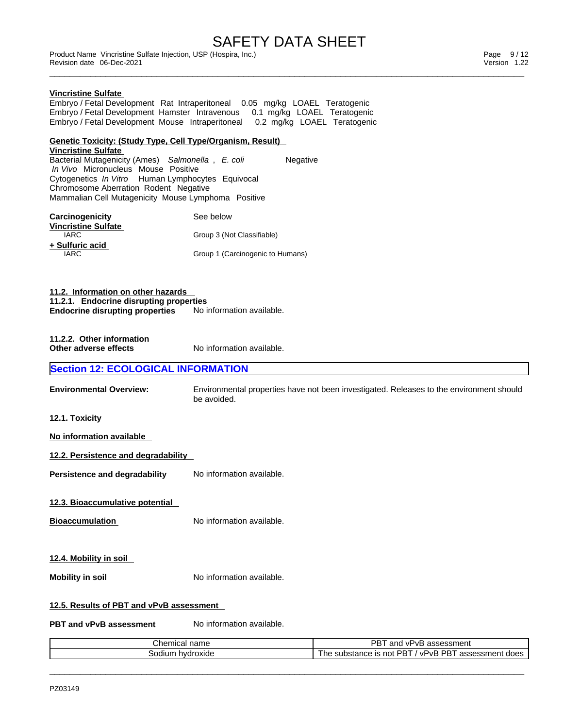**Vincristine Sulfate**

Embryo / Fetal Development Rat Intraperitoneal 0.05 mg/kg LOAEL Teratogenic
Embryo / Fetal Development Hamster Intravenous 0.1 mg/kg LOAEL Teratogenic
Embryo / Fetal Development Mouse Intraperitoneal 0.2 mg/kg LOAEL Teratogenic

**Genetic Toxicity: (Study Type, Cell Type/Organism, Result)**

**Vincristine Sulfate**

Bacterial Mutagenicity (Ames) *Salmonella* , *E. coli* Negative
*In Vivo* Micronucleus Mouse Positive
Cytogenetics *In Vitro* Human Lymphocytes Equivocal
Chromosome Aberration Rodent Negative
Mammalian Cell Mutagenicity Mouse Lymphoma Positive

**Carcinogenicity** See below

**Vincristine Sulfate**
IARC Group 3 (Not Classifiable)

**+ Sulfuric acid**
IARC Group 1 (Carcinogenic to Humans)

**11.2. Information on other hazards**

**11.2.1. Endocrine disrupting properties**

**Endocrine disrupting properties** No information available.

**11.2.2. Other information**

**Other adverse effects** No information available.

## Section 12: ECOLOGICAL INFORMATION

**Environmental Overview:** Environmental properties have not been investigated. Releases to the environment should be avoided.

**12.1. Toxicity**

**No information available**

**12.2. Persistence and degradability**

**Persistence and degradability** No information available.

**12.3. Bioaccumulative potential**

**Bioaccumulation** No information available.

**12.4. Mobility in soil**

**Mobility in soil** No information available.

**12.5. Results of PBT and vPvB assessment**

**PBT and vPvB assessment** No information available.

| Chemical name | PBT and vPvB assessment |
|---|---|
| Sodium hydroxide | The substance is not PBT / vPvB PBT assessment does |

PZ03149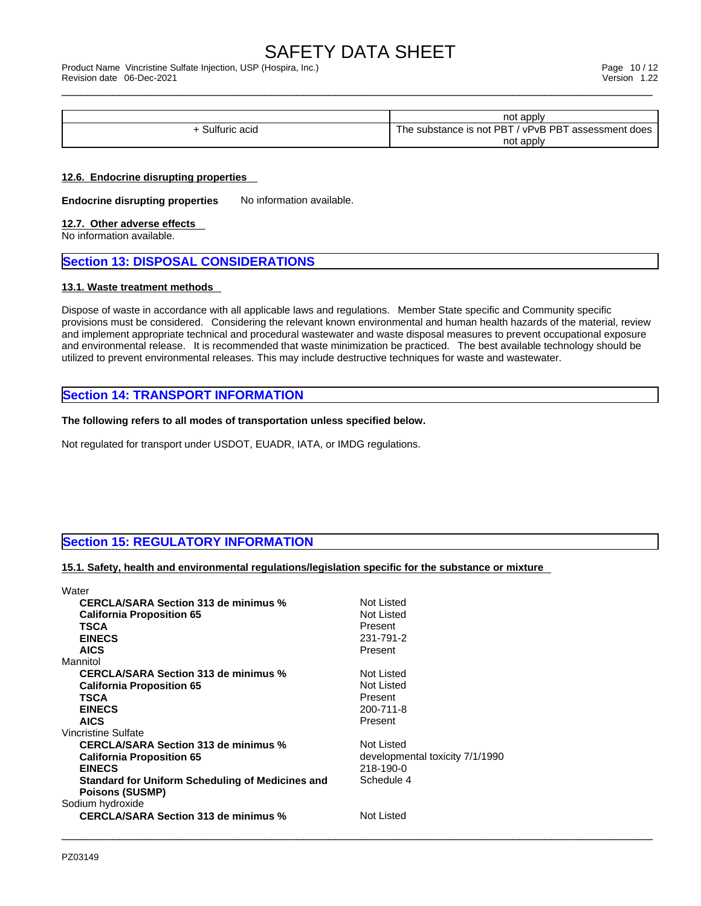| | not apply |
|---|---|
| + Sulfuric acid | The substance is not PBT / vPvB PBT assessment does not apply |

### 12.6. Endocrine disrupting properties

**Endocrine disrupting properties** No information available.

### 12.7. Other adverse effects

No information available.

## Section 13: DISPOSAL CONSIDERATIONS

### 13.1. Waste treatment methods

Dispose of waste in accordance with all applicable laws and regulations. Member State specific and Community specific provisions must be considered. Considering the relevant known environmental and human health hazards of the material, review and implement appropriate technical and procedural wastewater and waste disposal measures to prevent occupational exposure and environmental release. It is recommended that waste minimization be practiced. The best available technology should be utilized to prevent environmental releases. This may include destructive techniques for waste and wastewater.

## Section 14: TRANSPORT INFORMATION

**The following refers to all modes of transportation unless specified below.**

Not regulated for transport under USDOT, EUADR, IATA, or IMDG regulations.

## Section 15: REGULATORY INFORMATION

### 15.1. Safety, health and environmental regulations/legislation specific for the substance or mixture

Water

| | |
|---|---|
| **CERCLA/SARA Section 313 de minimus %** | Not Listed |
| **California Proposition 65** | Not Listed |
| **TSCA** | Present |
| **EINECS** | 231-791-2 |
| **AICS** | Present |

Mannitol

| | |
|---|---|
| **CERCLA/SARA Section 313 de minimus %** | Not Listed |
| **California Proposition 65** | Not Listed |
| **TSCA** | Present |
| **EINECS** | 200-711-8 |
| **AICS** | Present |

Vincristine Sulfate

| | |
|---|---|
| **CERCLA/SARA Section 313 de minimus %** | Not Listed |
| **California Proposition 65** | developmental toxicity 7/1/1990 |
| **EINECS** | 218-190-0 |
| **Standard for Uniform Scheduling of Medicines and Poisons (SUSMP)** | Schedule 4 |

Sodium hydroxide

| | |
|---|---|
| **CERCLA/SARA Section 313 de minimus %** | Not Listed |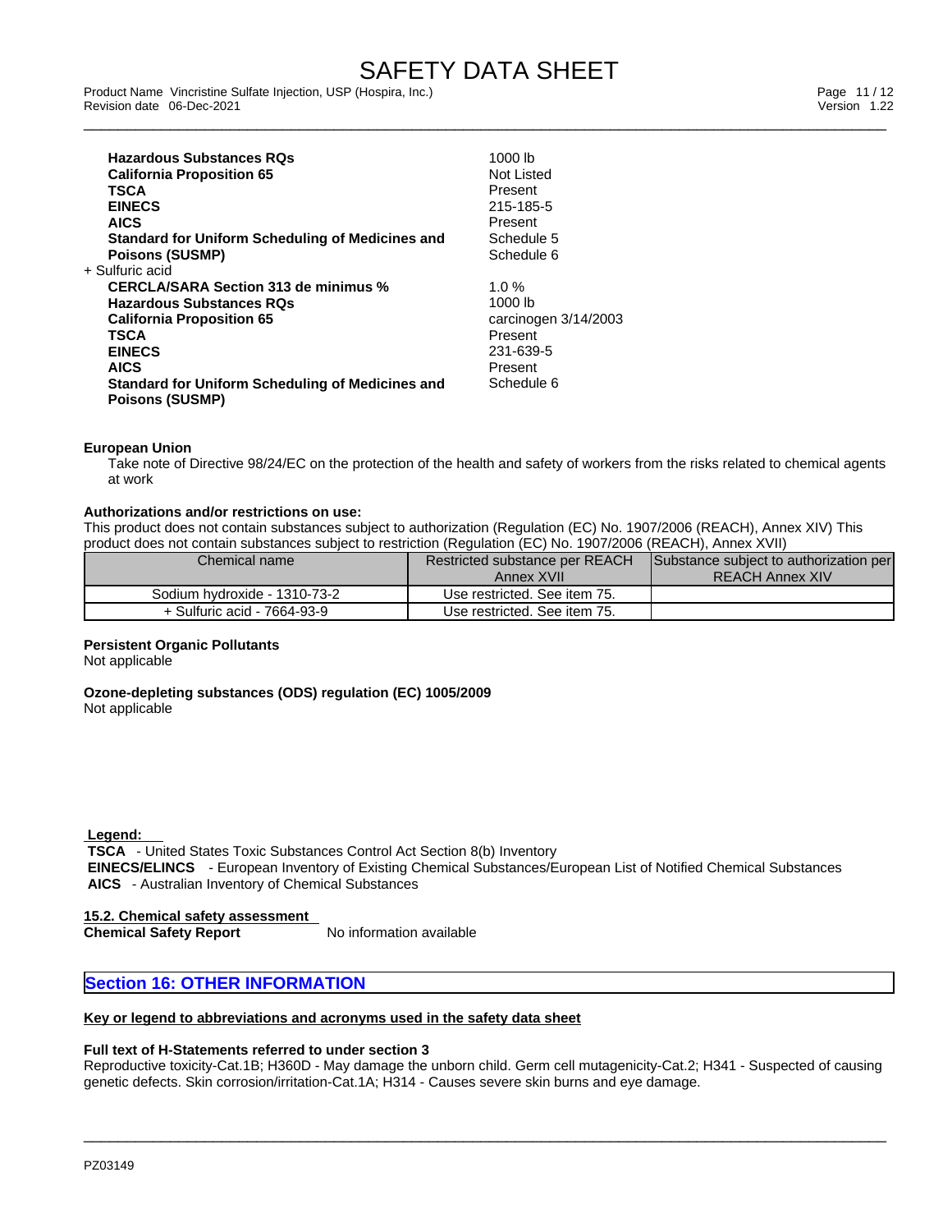| | |
|---|---|
| **Hazardous Substances RQs** | 1000 lb |
| **California Proposition 65** | Not Listed |
| **TSCA** | Present |
| **EINECS** | 215-185-5 |
| **AICS** | Present |
| **Standard for Uniform Scheduling of Medicines and Poisons (SUSMP)** | Schedule 5<br>Schedule 6 |

+ Sulfuric acid

| | |
|---|---|
| **CERCLA/SARA Section 313 de minimus %** | 1.0 % |
| **Hazardous Substances RQs** | 1000 lb |
| **California Proposition 65** | carcinogen 3/14/2003 |
| **TSCA** | Present |
| **EINECS** | 231-639-5 |
| **AICS** | Present |
| **Standard for Uniform Scheduling of Medicines and Poisons (SUSMP)** | Schedule 6 |

**European Union**

Take note of Directive 98/24/EC on the protection of the health and safety of workers from the risks related to chemical agents at work

**Authorizations and/or restrictions on use:**

This product does not contain substances subject to authorization (Regulation (EC) No. 1907/2006 (REACH), Annex XIV) This product does not contain substances subject to restriction (Regulation (EC) No. 1907/2006 (REACH), Annex XVII)

| Chemical name | Restricted substance per REACH Annex XVII | Substance subject to authorization per REACH Annex XIV |
|---|---|---|
| Sodium hydroxide - 1310-73-2 | Use restricted. See item 75. | |
| + Sulfuric acid - 7664-93-9 | Use restricted. See item 75. | |

**Persistent Organic Pollutants**

Not applicable

**Ozone-depleting substances (ODS) regulation (EC) 1005/2009**

Not applicable

**Legend:**

**TSCA** - United States Toxic Substances Control Act Section 8(b) Inventory
**EINECS/ELINCS** - European Inventory of Existing Chemical Substances/European List of Notified Chemical Substances
**AICS** - Australian Inventory of Chemical Substances

**15.2. Chemical safety assessment**

**Chemical Safety Report** No information available

## Section 16: OTHER INFORMATION

**Key or legend to abbreviations and acronyms used in the safety data sheet**

**Full text of H-Statements referred to under section 3**

Reproductive toxicity-Cat.1B; H360D - May damage the unborn child. Germ cell mutagenicity-Cat.2; H341 - Suspected of causing genetic defects. Skin corrosion/irritation-Cat.1A; H314 - Causes severe skin burns and eye damage.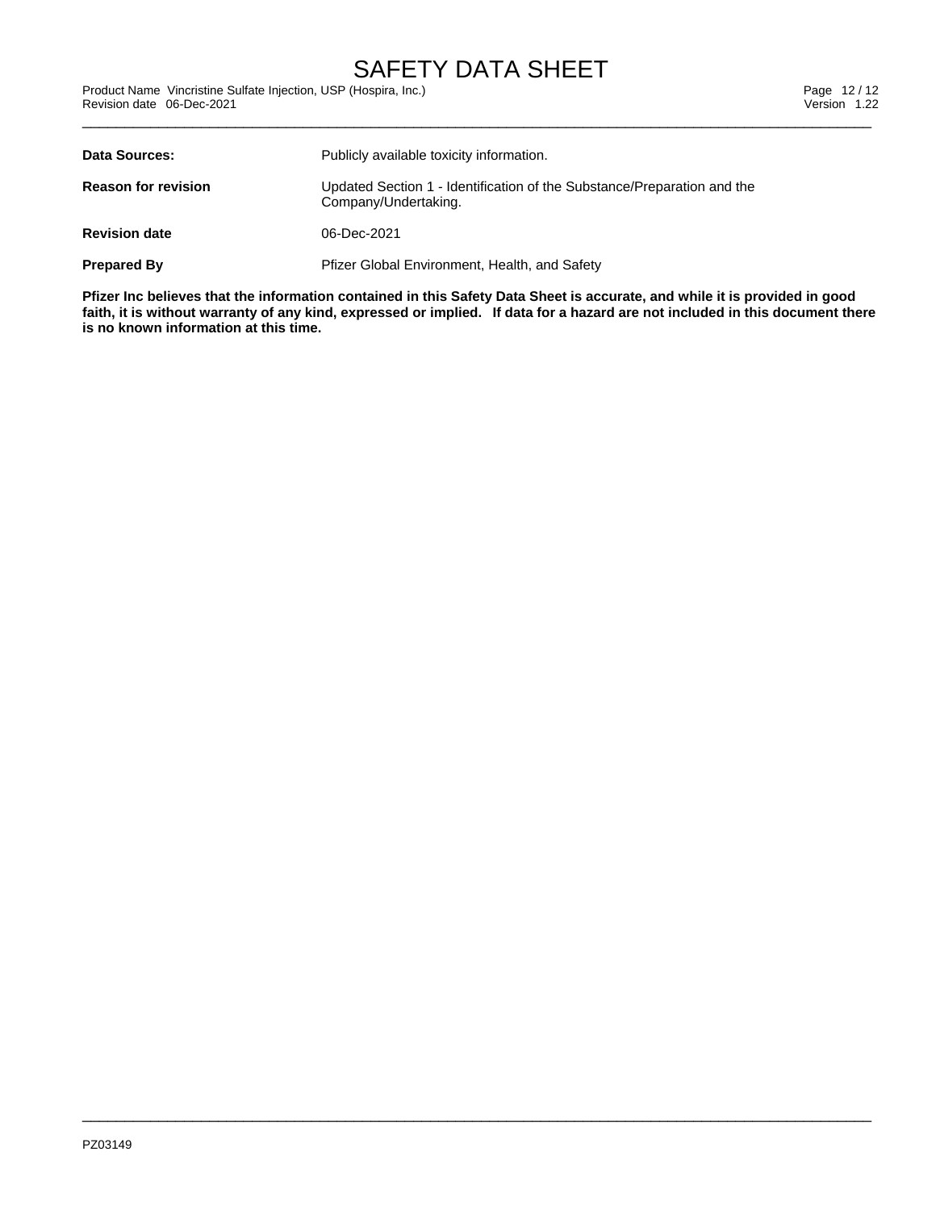| | |
|---|---|
| **Data Sources:** | Publicly available toxicity information. |
| **Reason for revision** | Updated Section 1 - Identification of the Substance/Preparation and the Company/Undertaking. |
| **Revision date** | 06-Dec-2021 |
| **Prepared By** | Pfizer Global Environment, Health, and Safety |

**Pfizer Inc believes that the information contained in this Safety Data Sheet is accurate, and while it is provided in good faith, it is without warranty of any kind, expressed or implied. If data for a hazard are not included in this document there is no known information at this time.**